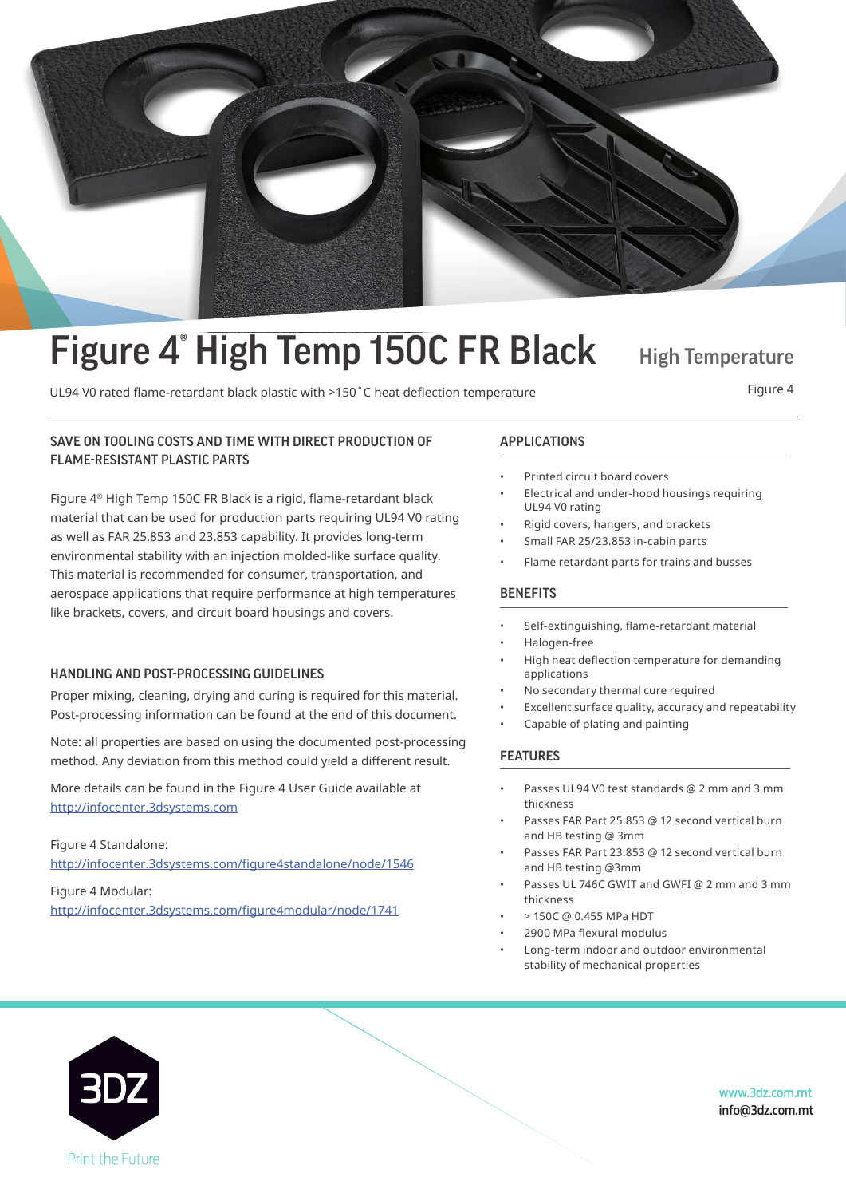# Figure 4® High Temp 150C FR Black

## High Temperature

UL94 V0 rated flame-retardant black plastic with >150˚C heat deflection temperature

Figure 4

### SAVE ON TOOLING COSTS AND TIME WITH DIRECT PRODUCTION OF FLAME-RESISTANT PLASTIC PARTS

Figure 4® High Temp 150C FR Black is a rigid, flame-retardant black material that can be used for production parts requiring UL94 V0 rating as well as FAR 25.853 and 23.853 capability. It provides long-term environmental stability with an injection molded-like surface quality. This material is recommended for consumer, transportation, and aerospace applications that require performance at high temperatures like brackets, covers, and circuit board housings and covers.

### HANDLING AND POST-PROCESSING GUIDELINES

Proper mixing, cleaning, drying and curing is required for this material. Post-processing information can be found at the end of this document.

Note: all properties are based on using the documented post-processing method. Any deviation from this method could yield a different result.

More details can be found in the Figure 4 User Guide available at http://infocenter.3dsystems.com

Figure 4 Standalone:
http://infocenter.3dsystems.com/figure4standalone/node/1546

Figure 4 Modular:
http://infocenter.3dsystems.com/figure4modular/node/1741

### APPLICATIONS

- Printed circuit board covers
- Electrical and under-hood housings requiring UL94 V0 rating
- Rigid covers, hangers, and brackets
- Small FAR 25/23.853 in-cabin parts
- Flame retardant parts for trains and busses

### BENEFITS

- Self-extinguishing, flame-retardant material
- Halogen-free
- High heat deflection temperature for demanding applications
- No secondary thermal cure required
- Excellent surface quality, accuracy and repeatability
- Capable of plating and painting

### FEATURES

- Passes UL94 V0 test standards @ 2 mm and 3 mm thickness
- Passes FAR Part 25.853 @ 12 second vertical burn and HB testing @ 3mm
- Passes FAR Part 23.853 @ 12 second vertical burn and HB testing @3mm
- Passes UL 746C GWIT and GWFI @ 2 mm and 3 mm thickness
- > 150C @ 0.455 MPa HDT
- 2900 MPa flexural modulus
- Long-term indoor and outdoor environmental stability of mechanical properties

3DZ
Print the Future

www.3dz.com.mt
info@3dz.com.mt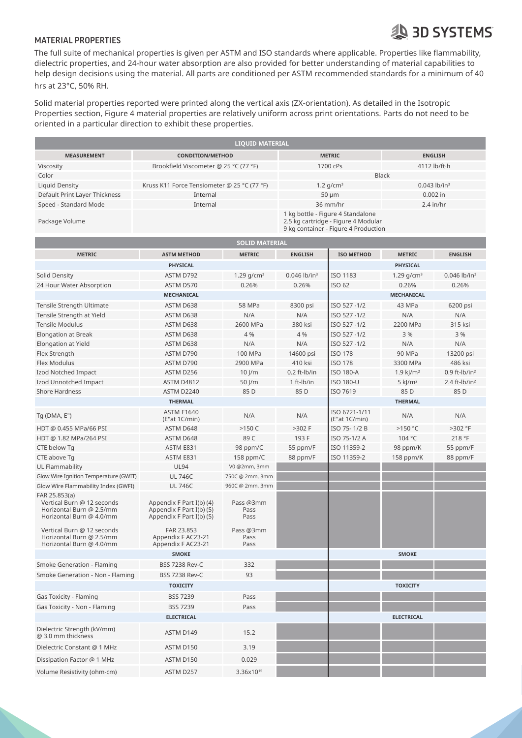## MATERIAL PROPERTIES

The full suite of mechanical properties is given per ASTM and ISO standards where applicable. Properties like flammability, dielectric properties, and 24-hour water absorption are also provided for better understanding of material capabilities to help design decisions using the material. All parts are conditioned per ASTM recommended standards for a minimum of 40 hrs at 23°C, 50% RH.

Solid material properties reported were printed along the vertical axis (ZX-orientation). As detailed in the Isotropic Properties section, Figure 4 material properties are relatively uniform across print orientations. Parts do not need to be oriented in a particular direction to exhibit these properties.

| LIQUID MATERIAL | | | |
|---|---|---|---|
| **MEASUREMENT** | **CONDITION/METHOD** | **METRIC** | **ENGLISH** |
| Viscosity | Brookfield Viscometer @ 25 °C (77 °F) | 1700 cPs | 4112 lb/ft·h |
| Color | | Black | |
| Liquid Density | Kruss K11 Force Tensiometer @ 25 °C (77 °F) | 1.2 g/cm³ | 0.043 lb/in³ |
| Default Print Layer Thickness | Internal | 50 µm | 0.002 in |
| Speed - Standard Mode | Internal | 36 mm/hr | 2.4 in/hr |
| Package Volume | | 1 kg bottle - Figure 4 Standalone<br>2.5 kg cartridge - Figure 4 Modular<br>9 kg container - Figure 4 Production | |

| SOLID MATERIAL | | | | | | |
|---|---|---|---|---|---|---|
| **METRIC** | **ASTM METHOD** | **METRIC** | **ENGLISH** | **ISO METHOD** | **METRIC** | **ENGLISH** |
| | **PHYSICAL** | | | | **PHYSICAL** | |
| Solid Density | ASTM D792 | 1.29 g/cm³ | 0.046 lb/in³ | ISO 1183 | 1.29 g/cm³ | 0.046 lb/in³ |
| 24 Hour Water Absorption | ASTM D570 | 0.26% | 0.26% | ISO 62 | 0.26% | 0.26% |
| | **MECHANICAL** | | | | **MECHANICAL** | |
| Tensile Strength Ultimate | ASTM D638 | 58 MPa | 8300 psi | ISO 527 -1/2 | 43 MPa | 6200 psi |
| Tensile Strength at Yield | ASTM D638 | N/A | N/A | ISO 527 -1/2 | N/A | N/A |
| Tensile Modulus | ASTM D638 | 2600 MPa | 380 ksi | ISO 527 -1/2 | 2200 MPa | 315 ksi |
| Elongation at Break | ASTM D638 | 4 % | 4 % | ISO 527 -1/2 | 3 % | 3 % |
| Elongation at Yield | ASTM D638 | N/A | N/A | ISO 527 -1/2 | N/A | N/A |
| Flex Strength | ASTM D790 | 100 MPa | 14600 psi | ISO 178 | 90 MPa | 13200 psi |
| Flex Modulus | ASTM D790 | 2900 MPa | 410 ksi | ISO 178 | 3300 MPa | 486 ksi |
| Izod Notched Impact | ASTM D256 | 10 J/m | 0.2 ft-lb/in | ISO 180-A | 1.9 kJ/m² | 0.9 ft-lb/in² |
| Izod Unnotched Impact | ASTM D4812 | 50 J/m | 1 ft-lb/in | ISO 180-U | 5 kJ/m² | 2.4 ft-lb/in² |
| Shore Hardness | ASTM D2240 | 85 D | 85 D | ISO 7619 | 85 D | 85 D |
| | **THERMAL** | | | | **THERMAL** | |
| Tg (DMA, E") | ASTM E1640 (E"at 1C/min) | N/A | N/A | ISO 6721-1/11 (E"at 1C/min) | N/A | N/A |
| HDT @ 0.455 MPa/66 PSI | ASTM D648 | >150 C | >302 F | ISO 75- 1/2 B | >150 °C | >302 °F |
| HDT @ 1.82 MPa/264 PSI | ASTM D648 | 89 C | 193 F | ISO 75-1/2 A | 104 °C | 218 °F |
| CTE below Tg | ASTM E831 | 98 ppm/C | 55 ppm/F | ISO 11359-2 | 98 ppm/K | 55 ppm/F |
| CTE above Tg | ASTM E831 | 158 ppm/C | 88 ppm/F | ISO 11359-2 | 158 ppm/K | 88 ppm/F |
| UL Flammability | UL94 | V0 @2mm, 3mm | | | | |
| Glow Wire Ignition Temperature (GWIT) | UL 746C | 750C @ 2mm, 3mm | | | | |
| Glow Wire Flammability Index (GWFI) | UL 746C | 960C @ 2mm, 3mm | | | | |
| FAR 25.853(a)<br>Vertical Burn @ 12 seconds<br>Horizontal Burn @ 2.5/mm<br>Horizontal Burn @ 4.0/mm<br><br>Vertical Burn @ 12 seconds<br>Horizontal Burn @ 2.5/mm<br>Horizontal Burn @ 4.0/mm | Appendix F Part I(b) (4)<br>Appendix F Part I(b) (5)<br>Appendix F Part I(b) (5)<br><br>FAR 23.853<br>Appendix F AC23-21<br>Appendix F AC23-21 | Pass @3mm<br>Pass<br>Pass<br><br>Pass @3mm<br>Pass<br>Pass | | | | |
| | **SMOKE** | | | | **SMOKE** | |
| Smoke Generation - Flaming | BSS 7238 Rev-C | 332 | | | | |
| Smoke Generation - Non - Flaming | BSS 7238 Rev-C | 93 | | | | |
| | **TOXICITY** | | | | **TOXICITY** | |
| Gas Toxicity - Flaming | BSS 7239 | Pass | | | | |
| Gas Toxicity - Non - Flaming | BSS 7239 | Pass | | | | |
| | **ELECTRICAL** | | | | **ELECTRICAL** | |
| Dielectric Strength (kV/mm) @ 3.0 mm thickness | ASTM D149 | 15.2 | | | | |
| Dielectric Constant @ 1 MHz | ASTM D150 | 3.19 | | | | |
| Dissipation Factor @ 1 MHz | ASTM D150 | 0.029 | | | | |
| Volume Resistivity (ohm-cm) | ASTM D257 | $3.36 \times 10^{15}$ | | | | |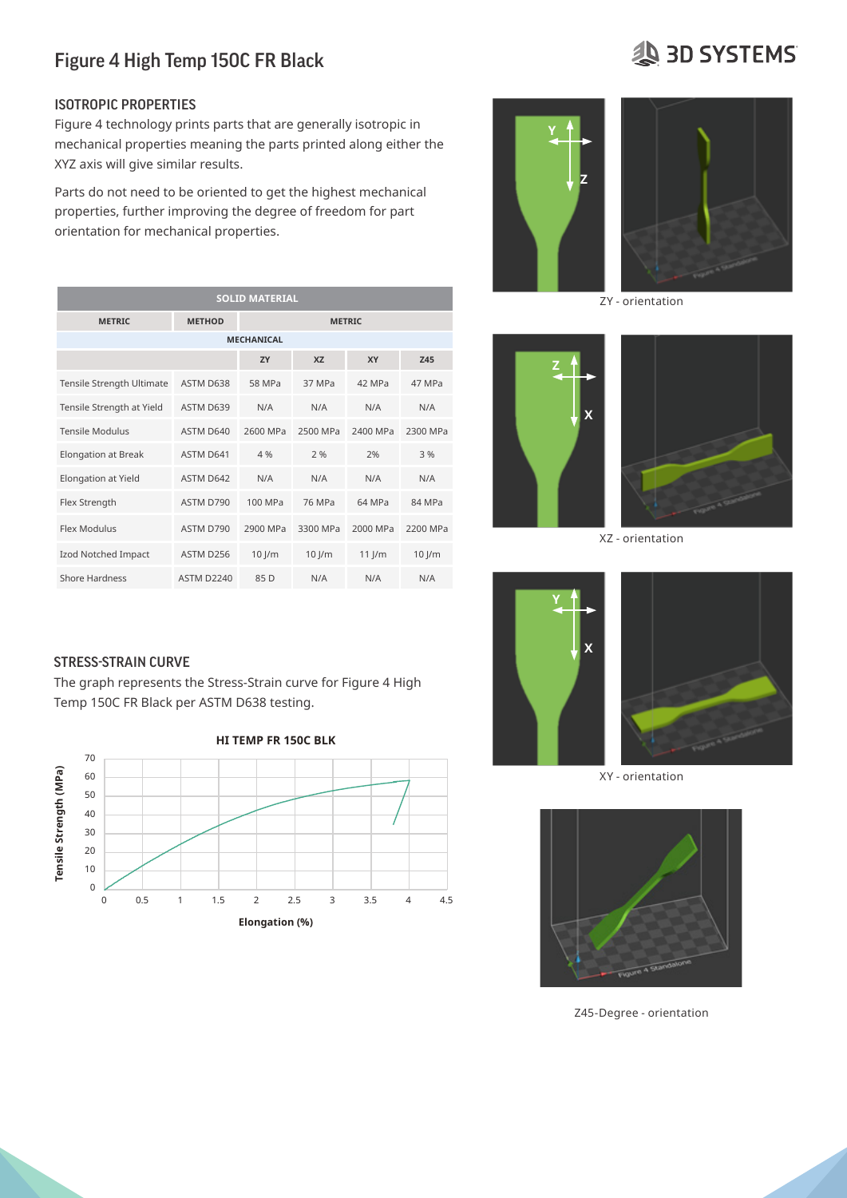# Figure 4 High Temp 150C FR Black

## ISOTROPIC PROPERTIES

Figure 4 technology prints parts that are generally isotropic in mechanical properties meaning the parts printed along either the XYZ axis will give similar results.

Parts do not need to be oriented to get the highest mechanical properties, further improving the degree of freedom for part orientation for mechanical properties.

| SOLID MATERIAL | | | | | |
|---|---|---|---|---|---|
| METRIC | METHOD | METRIC | | | |
| MECHANICAL | | | | | |
| | | ZY | XZ | XY | Z45 |
| Tensile Strength Ultimate | ASTM D638 | 58 MPa | 37 MPa | 42 MPa | 47 MPa |
| Tensile Strength at Yield | ASTM D639 | N/A | N/A | N/A | N/A |
| Tensile Modulus | ASTM D640 | 2600 MPa | 2500 MPa | 2400 MPa | 2300 MPa |
| Elongation at Break | ASTM D641 | 4 % | 2 % | 2% | 3 % |
| Elongation at Yield | ASTM D642 | N/A | N/A | N/A | N/A |
| Flex Strength | ASTM D790 | 100 MPa | 76 MPa | 64 MPa | 84 MPa |
| Flex Modulus | ASTM D790 | 2900 MPa | 3300 MPa | 2000 MPa | 2200 MPa |
| Izod Notched Impact | ASTM D256 | 10 J/m | 10 J/m | 11 J/m | 10 J/m |
| Shore Hardness | ASTM D2240 | 85 D | N/A | N/A | N/A |

ZY - orientation

XZ - orientation

XY - orientation

Z45-Degree - orientation

## STRESS-STRAIN CURVE

The graph represents the Stress-Strain curve for Figure 4 High Temp 150C FR Black per ASTM D638 testing.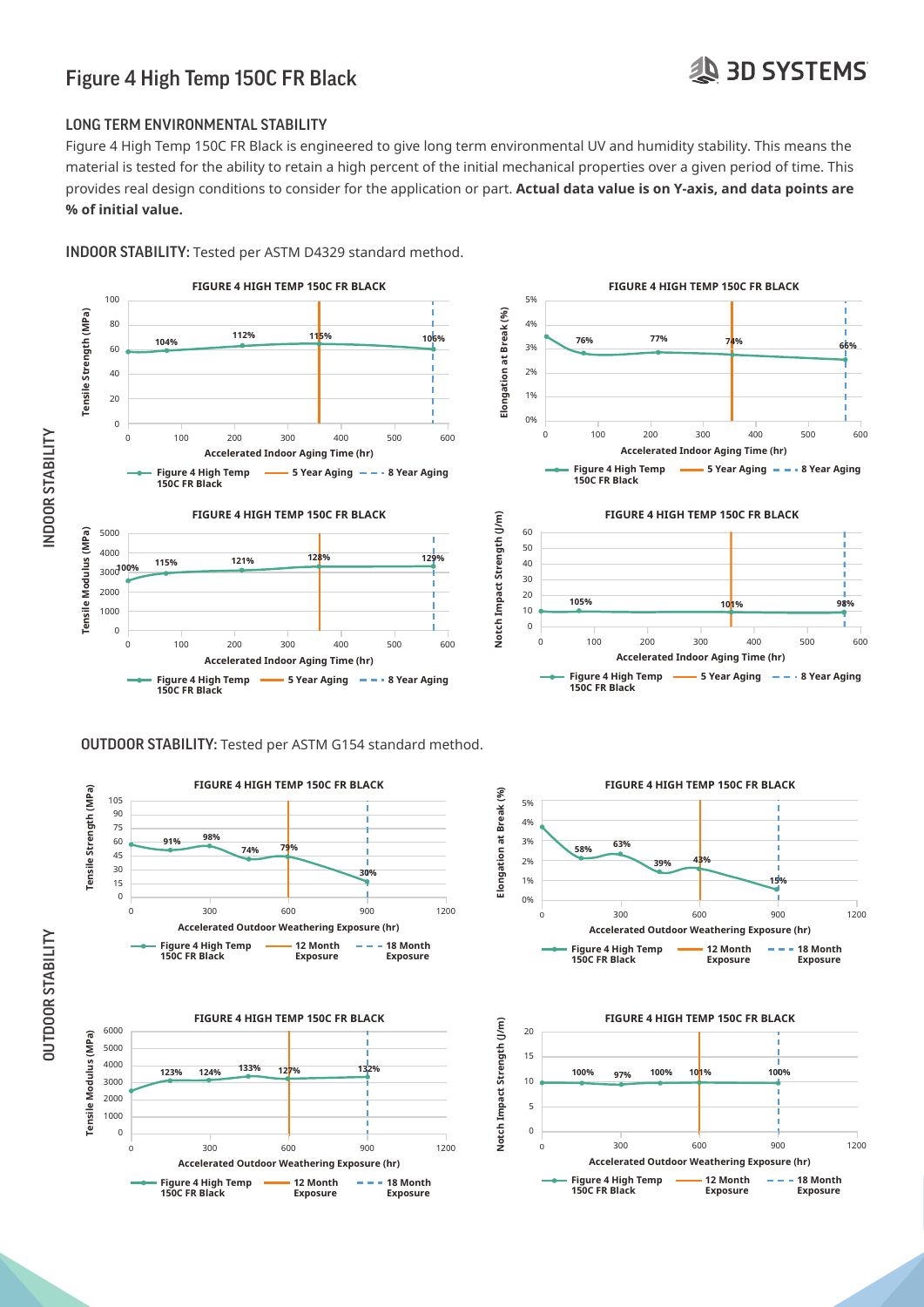# Figure 4 High Temp 150C FR Black

## LONG TERM ENVIRONMENTAL STABILITY

Figure 4 High Temp 150C FR Black is engineered to give long term environmental UV and humidity stability. This means the material is tested for the ability to retain a high percent of the initial mechanical properties over a given period of time. This provides real design conditions to consider for the application or part. **Actual data value is on Y-axis, and data points are % of initial value.**

### INDOOR STABILITY: Tested per ASTM D4329 standard method.

INDOOR STABILITY

**FIGURE 4 HIGH TEMP 150C FR BLACK**

Tensile Strength (MPa) vs. Accelerated Indoor Aging Time (hr)

Data points: 104%, 112%, 115%, 106%

Legend: Figure 4 High Temp 150C FR Black; 5 Year Aging; 8 Year Aging

**FIGURE 4 HIGH TEMP 150C FR BLACK**

Elongation at Break (%) vs. Accelerated Indoor Aging Time (hr)

Data points: 76%, 77%, 74%, 66%

Legend: Figure 4 High Temp 150C FR Black; 5 Year Aging; 8 Year Aging

**FIGURE 4 HIGH TEMP 150C FR BLACK**

Tensile Modulus (MPa) vs. Accelerated Indoor Aging Time (hr)

Data points: 100%, 115%, 121%, 128%, 129%

Legend: Figure 4 High Temp 150C FR Black; 5 Year Aging; 8 Year Aging

**FIGURE 4 HIGH TEMP 150C FR BLACK**

Notch Impact Strength (J/m) vs. Accelerated Indoor Aging Time (hr)

Data points: 105%, 101%, 98%

Legend: Figure 4 High Temp 150C FR Black; 5 Year Aging; 8 Year Aging

### OUTDOOR STABILITY: Tested per ASTM G154 standard method.

OUTDOOR STABILITY

**FIGURE 4 HIGH TEMP 150C FR BLACK**

Tensile Strength (MPa) vs. Accelerated Outdoor Weathering Exposure (hr)

Data points: 91%, 98%, 74%, 79%, 30%

Legend: Figure 4 High Temp 150C FR Black; 12 Month Exposure; 18 Month Exposure

**FIGURE 4 HIGH TEMP 150C FR BLACK**

Elongation at Break (%) vs. Accelerated Outdoor Weathering Exposure (hr)

Data points: 58%, 63%, 39%, 43%, 15%

Legend: Figure 4 High Temp 150C FR Black; 12 Month Exposure; 18 Month Exposure

**FIGURE 4 HIGH TEMP 150C FR BLACK**

Tensile Modulus (MPa) vs. Accelerated Outdoor Weathering Exposure (hr)

Data points: 123%, 124%, 133%, 127%, 132%

Legend: Figure 4 High Temp 150C FR Black; 12 Month Exposure; 18 Month Exposure

**FIGURE 4 HIGH TEMP 150C FR BLACK**

Notch Impact Strength (J/m) vs. Accelerated Outdoor Weathering Exposure (hr)

Data points: 100%, 97%, 100%, 101%, 100%

Legend: Figure 4 High Temp 150C FR Black; 12 Month Exposure; 18 Month Exposure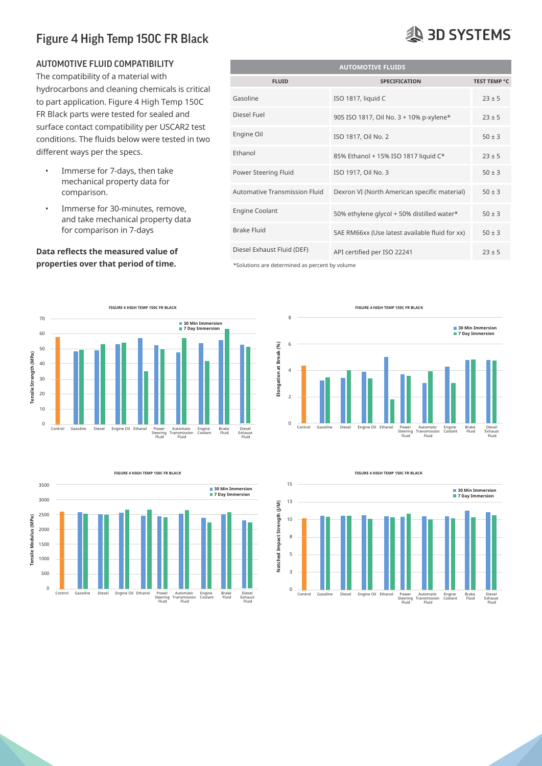# Figure 4 High Temp 150C FR Black

## AUTOMOTIVE FLUID COMPATIBILITY

The compatibility of a material with hydrocarbons and cleaning chemicals is critical to part application. Figure 4 High Temp 150C FR Black parts were tested for sealed and surface contact compatibility per USCAR2 test conditions. The fluids below were tested in two different ways per the specs.

- Immerse for 7-days, then take mechanical property data for comparison.
- Immerse for 30-minutes, remove, and take mechanical property data for comparison in 7-days

**Data reflects the measured value of properties over that period of time.**

| AUTOMOTIVE FLUIDS | | |
|---|---|---|
| **FLUID** | **SPECIFICATION** | **TEST TEMP °C** |
| Gasoline | ISO 1817, liquid C | 23 ± 5 |
| Diesel Fuel | 905 ISO 1817, Oil No. 3 + 10% p-xylene* | 23 ± 5 |
| Engine Oil | ISO 1817, Oil No. 2 | 50 ± 3 |
| Ethanol | 85% Ethanol + 15% ISO 1817 liquid C* | 23 ± 5 |
| Power Steering Fluid | ISO 1917, Oil No. 3 | 50 ± 3 |
| Automative Transmission Fluid | Dexron VI (North American specific material) | 50 ± 3 |
| Engine Coolant | 50% ethylene glycol + 50% distilled water* | 50 ± 3 |
| Brake Fluid | SAE RM66xx (Use latest available fluid for xx) | 50 ± 3 |
| Diesel Exhaust Fluid (DEF) | API certified per ISO 22241 | 23 ± 5 |

*Solutions are determined as percent by volume

FIGURE 4 HIGH TEMP 150C FR BLACK — Tensile Strength (MPa): Control, Gasoline, Diesel, Engine Oil, Ethanol, Power Steering Fluid, Automatic Transmission Fluid, Engine Coolant, Brake Fluid, Diesel Exhaust Fluid (30 Min Immersion / 7 Day Immersion)

FIGURE 4 HIGH TEMP 150C FR BLACK — Elongation at Break (%): Control, Gasoline, Diesel, Engine Oil, Ethanol, Power Steering Fluid, Automatic Transmission Fluid, Engine Coolant, Brake Fluid, Diesel Exhaust Fluid (30 Min Immersion / 7 Day Immersion)

FIGURE 4 HIGH TEMP 150C FR BLACK — Tensile Modulus (MPa): Control, Gasoline, Diesel, Engine Oil, Ethanol, Power Steering Fluid, Automatic Transmission Fluid, Engine Coolant, Brake Fluid, Diesel Exhaust Fluid (30 Min Immersion / 7 Day Immersion)

FIGURE 4 HIGH TEMP 150C FR BLACK — Notched Impact Strength (J/M): Control, Gasoline, Diesel, Engine Oil, Ethanol, Power Steering Fluid, Automatic Transmission Fluid, Engine Coolant, Brake Fluid, Diesel Exhaust Fluid (30 Min Immersion / 7 Day Immersion)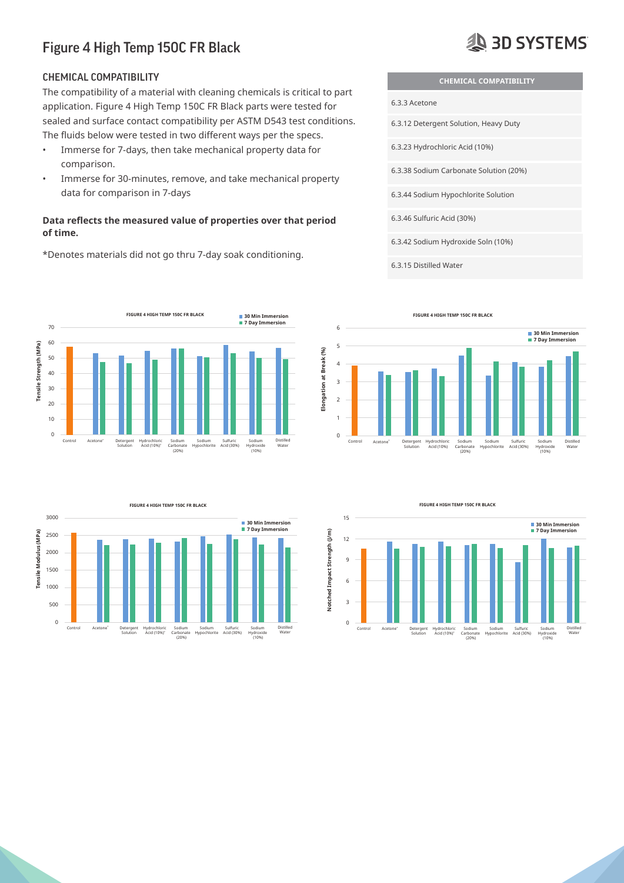# Figure 4 High Temp 150C FR Black

## CHEMICAL COMPATIBILITY

The compatibility of a material with cleaning chemicals is critical to part application. Figure 4 High Temp 150C FR Black parts were tested for sealed and surface contact compatibility per ASTM D543 test conditions. The fluids below were tested in two different ways per the specs.

- Immerse for 7-days, then take mechanical property data for comparison.
- Immerse for 30-minutes, remove, and take mechanical property data for comparison in 7-days

**Data reflects the measured value of properties over that period of time.**

*Denotes materials did not go thru 7-day soak conditioning.

| CHEMICAL COMPATIBILITY |
|---|
| 6.3.3 Acetone |
| 6.3.12 Detergent Solution, Heavy Duty |
| 6.3.23 Hydrochloric Acid (10%) |
| 6.3.38 Sodium Carbonate Solution (20%) |
| 6.3.44 Sodium Hypochlorite Solution |
| 6.3.46 Sulfuric Acid (30%) |
| 6.3.42 Sodium Hydroxide Soln (10%) |
| 6.3.15 Distilled Water |

FIGURE 4 HIGH TEMP 150C FR BLACK — Tensile Strength (MPa) — 30 Min Immersion / 7 Day Immersion

FIGURE 4 HIGH TEMP 150C FR BLACK — Elongation at Break (%) — 30 Min Immersion / 7 Day Immersion

FIGURE 4 HIGH TEMP 150C FR BLACK — Tensile Modulus (MPa) — 30 Min Immersion / 7 Day Immersion

FIGURE 4 HIGH TEMP 150C FR BLACK — Notched Impact Strength (J/m) — 30 Min Immersion / 7 Day Immersion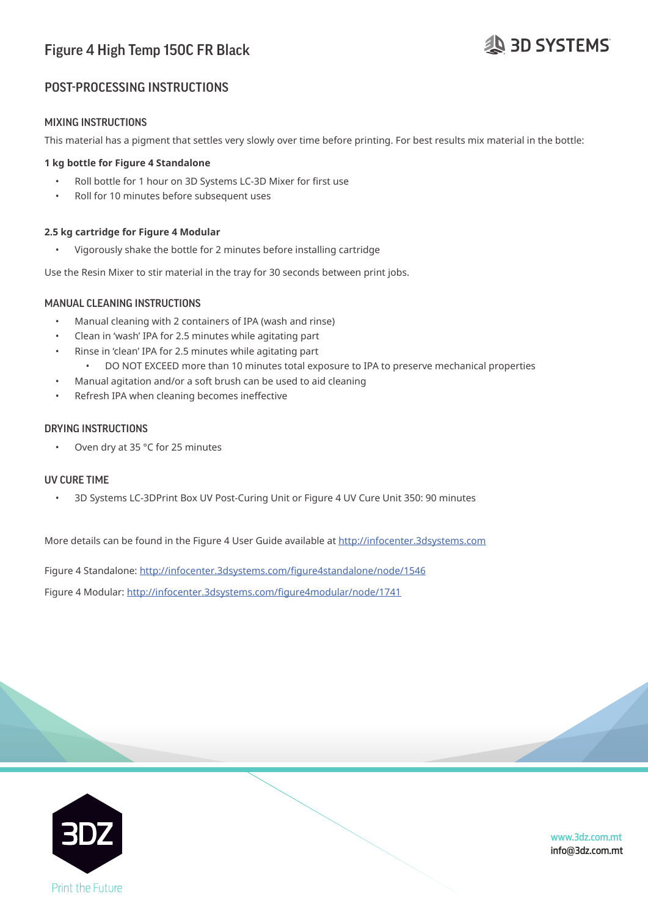# Figure 4 High Temp 150C FR Black

## POST-PROCESSING INSTRUCTIONS

### MIXING INSTRUCTIONS

This material has a pigment that settles very slowly over time before printing. For best results mix material in the bottle:

**1 kg bottle for Figure 4 Standalone**

- Roll bottle for 1 hour on 3D Systems LC-3D Mixer for first use
- Roll for 10 minutes before subsequent uses

**2.5 kg cartridge for Figure 4 Modular**

- Vigorously shake the bottle for 2 minutes before installing cartridge

Use the Resin Mixer to stir material in the tray for 30 seconds between print jobs.

### MANUAL CLEANING INSTRUCTIONS

- Manual cleaning with 2 containers of IPA (wash and rinse)
- Clean in 'wash' IPA for 2.5 minutes while agitating part
- Rinse in 'clean' IPA for 2.5 minutes while agitating part
  - DO NOT EXCEED more than 10 minutes total exposure to IPA to preserve mechanical properties
- Manual agitation and/or a soft brush can be used to aid cleaning
- Refresh IPA when cleaning becomes ineffective

### DRYING INSTRUCTIONS

- Oven dry at 35 °C for 25 minutes

### UV CURE TIME

- 3D Systems LC-3DPrint Box UV Post-Curing Unit or Figure 4 UV Cure Unit 350: 90 minutes

More details can be found in the Figure 4 User Guide available at http://infocenter.3dsystems.com

Figure 4 Standalone: http://infocenter.3dsystems.com/figure4standalone/node/1546

Figure 4 Modular: http://infocenter.3dsystems.com/figure4modular/node/1741

3DZ

Print the Future

www.3dz.com.mt

info@3dz.com.mt